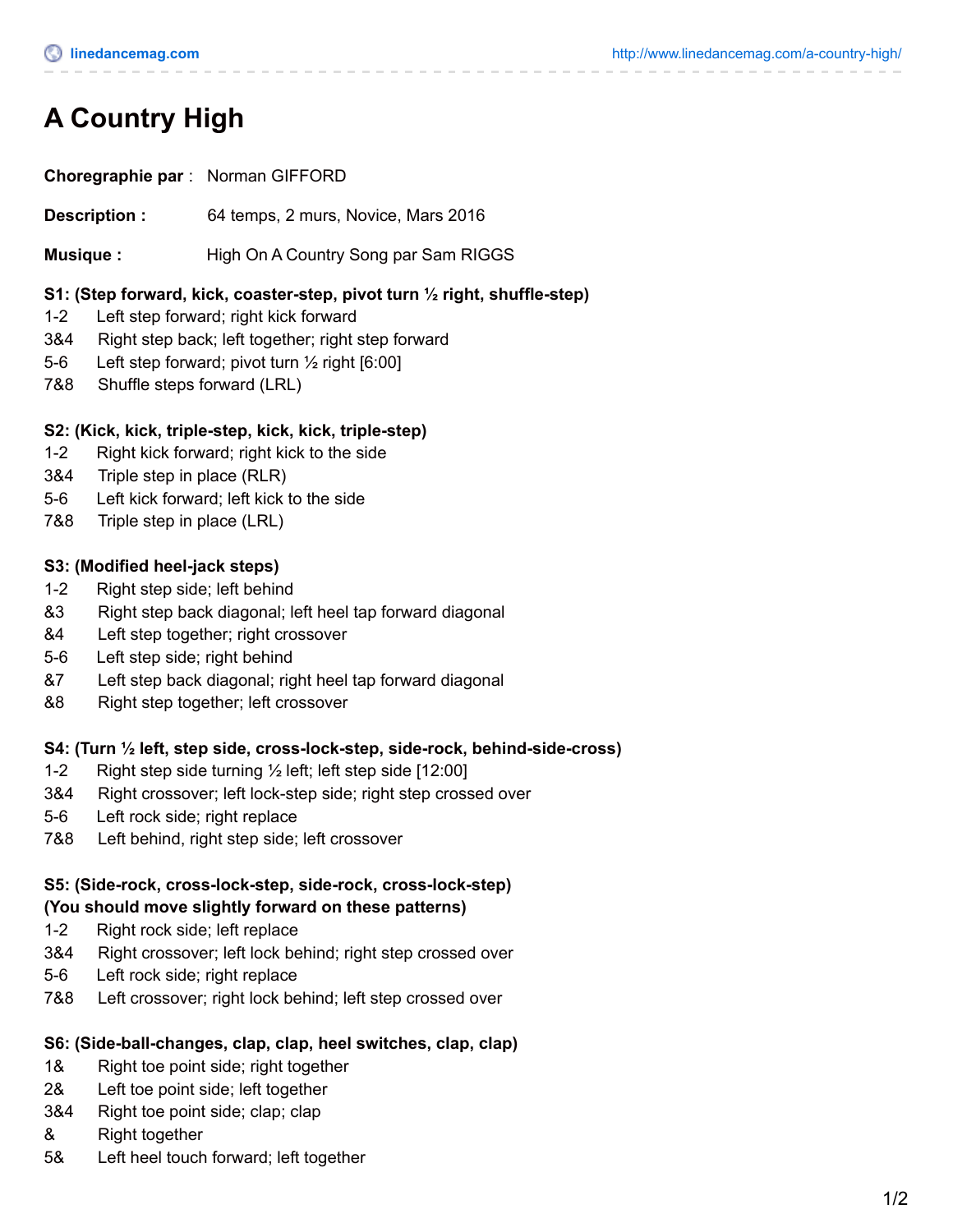# A Country High

**Choregraphie par** : Norman GIFFORD

**Description :** 64 temps, 2 murs, Novice, Mars 2016

**Musique :** High On A Country Song par Sam RIGGS

**S1: (Step forward, kick, coaster-step, pivot turn ½ right, shuffle-step)**

1-2 Left step forward; right kick forward
3&4 Right step back; left together; right step forward
5-6 Left step forward; pivot turn ½ right [6:00]
7&8 Shuffle steps forward (LRL)

**S2: (Kick, kick, triple-step, kick, kick, triple-step)**

1-2 Right kick forward; right kick to the side
3&4 Triple step in place (RLR)
5-6 Left kick forward; left kick to the side
7&8 Triple step in place (LRL)

**S3: (Modified heel-jack steps)**

1-2 Right step side; left behind
&3 Right step back diagonal; left heel tap forward diagonal
&4 Left step together; right crossover
5-6 Left step side; right behind
&7 Left step back diagonal; right heel tap forward diagonal
&8 Right step together; left crossover

**S4: (Turn ½ left, step side, cross-lock-step, side-rock, behind-side-cross)**

1-2 Right step side turning ½ left; left step side [12:00]
3&4 Right crossover; left lock-step side; right step crossed over
5-6 Left rock side; right replace
7&8 Left behind, right step side; left crossover

**S5: (Side-rock, cross-lock-step, side-rock, cross-lock-step)**
**(You should move slightly forward on these patterns)**

1-2 Right rock side; left replace
3&4 Right crossover; left lock behind; right step crossed over
5-6 Left rock side; right replace
7&8 Left crossover; right lock behind; left step crossed over

**S6: (Side-ball-changes, clap, clap, heel switches, clap, clap)**

1& Right toe point side; right together
2& Left toe point side; left together
3&4 Right toe point side; clap; clap
& Right together
5& Left heel touch forward; left together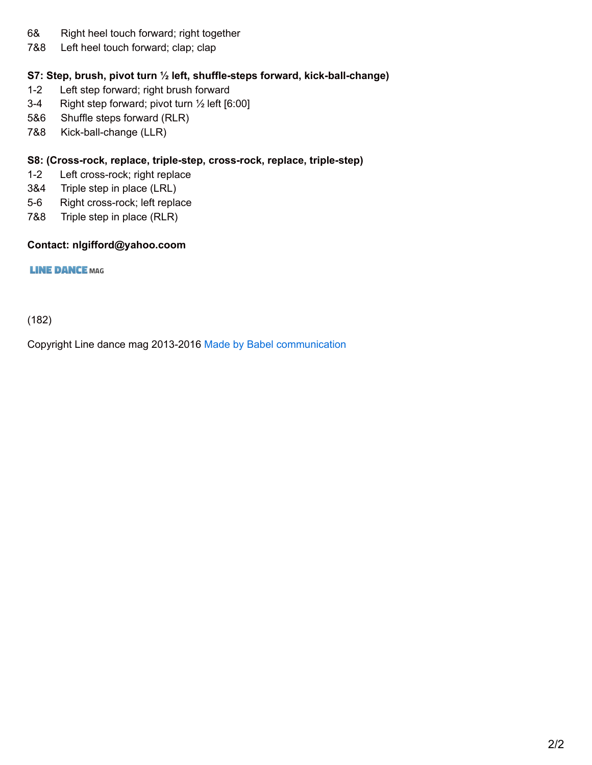6& Right heel touch forward; right together
7&8 Left heel touch forward; clap; clap

**S7: Step, brush, pivot turn ½ left, shuffle-steps forward, kick-ball-change)**

1-2 Left step forward; right brush forward
3-4 Right step forward; pivot turn ½ left [6:00]
5&6 Shuffle steps forward (RLR)
7&8 Kick-ball-change (LLR)

**S8: (Cross-rock, replace, triple-step, cross-rock, replace, triple-step)**

1-2 Left cross-rock; right replace
3&4 Triple step in place (LRL)
5-6 Right cross-rock; left replace
7&8 Triple step in place (RLR)

**Contact: nlgifford@yahoo.coom**

LINE DANCE MAG

(182)

Copyright Line dance mag 2013-2016 Made by Babel communication